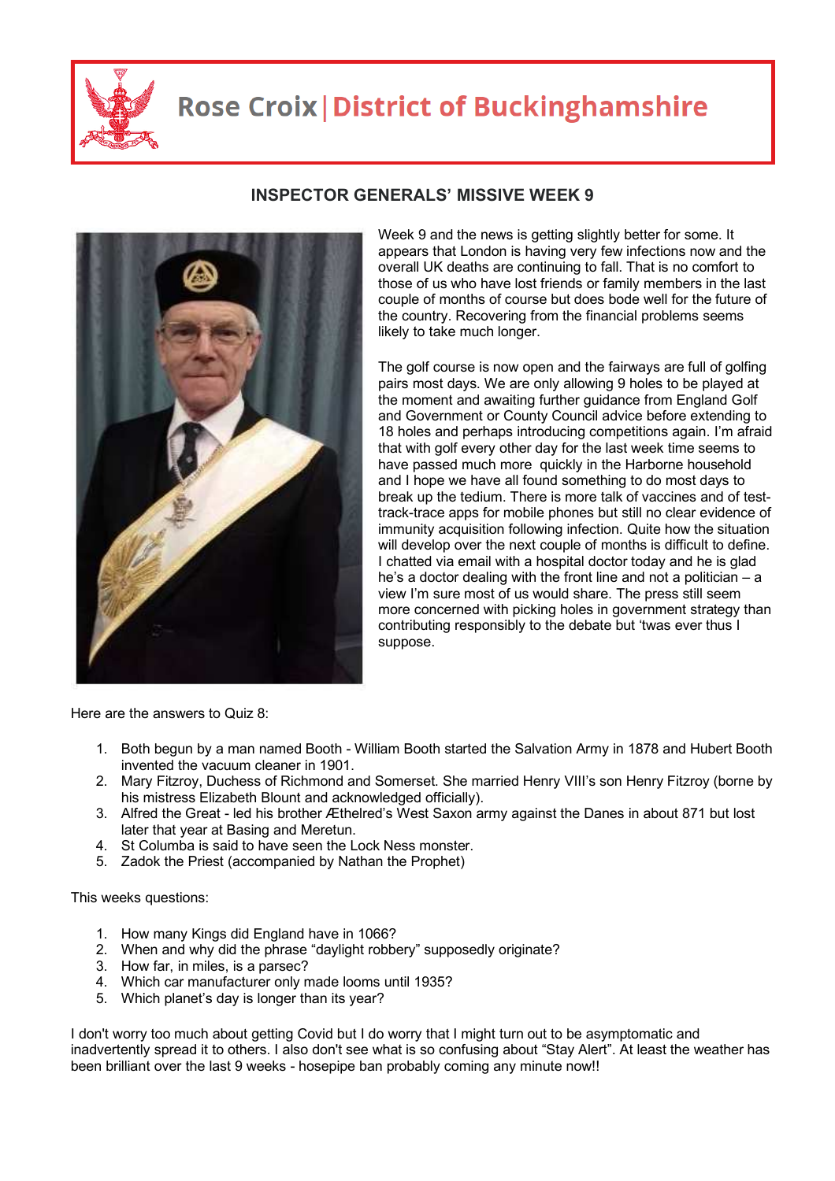# Rose Croix | District of Buckinghamshire

## INSPECTOR GENERALS' MISSIVE WEEK 9

Week 9 and the news is getting slightly better for some. It appears that London is having very few infections now and the overall UK deaths are continuing to fall. That is no comfort to those of us who have lost friends or family members in the last couple of months of course but does bode well for the future of the country. Recovering from the financial problems seems likely to take much longer.

The golf course is now open and the fairways are full of golfing pairs most days. We are only allowing 9 holes to be played at the moment and awaiting further guidance from England Golf and Government or County Council advice before extending to 18 holes and perhaps introducing competitions again. I'm afraid that with golf every other day for the last week time seems to have passed much more quickly in the Harborne household and I hope we have all found something to do most days to break up the tedium. There is more talk of vaccines and of test-track-trace apps for mobile phones but still no clear evidence of immunity acquisition following infection. Quite how the situation will develop over the next couple of months is difficult to define. I chatted via email with a hospital doctor today and he is glad he's a doctor dealing with the front line and not a politician – a view I'm sure most of us would share. The press still seem more concerned with picking holes in government strategy than contributing responsibly to the debate but 'twas ever thus I suppose.

Here are the answers to Quiz 8:

1. Both begun by a man named Booth - William Booth started the Salvation Army in 1878 and Hubert Booth invented the vacuum cleaner in 1901.
2. Mary Fitzroy, Duchess of Richmond and Somerset. She married Henry VIII's son Henry Fitzroy (borne by his mistress Elizabeth Blount and acknowledged officially).
3. Alfred the Great - led his brother Æthelred's West Saxon army against the Danes in about 871 but lost later that year at Basing and Meretun.
4. St Columba is said to have seen the Lock Ness monster.
5. Zadok the Priest (accompanied by Nathan the Prophet)

This weeks questions:

1. How many Kings did England have in 1066?
2. When and why did the phrase "daylight robbery" supposedly originate?
3. How far, in miles, is a parsec?
4. Which car manufacturer only made looms until 1935?
5. Which planet's day is longer than its year?

I don't worry too much about getting Covid but I do worry that I might turn out to be asymptomatic and inadvertently spread it to others. I also don't see what is so confusing about "Stay Alert". At least the weather has been brilliant over the last 9 weeks - hosepipe ban probably coming any minute now!!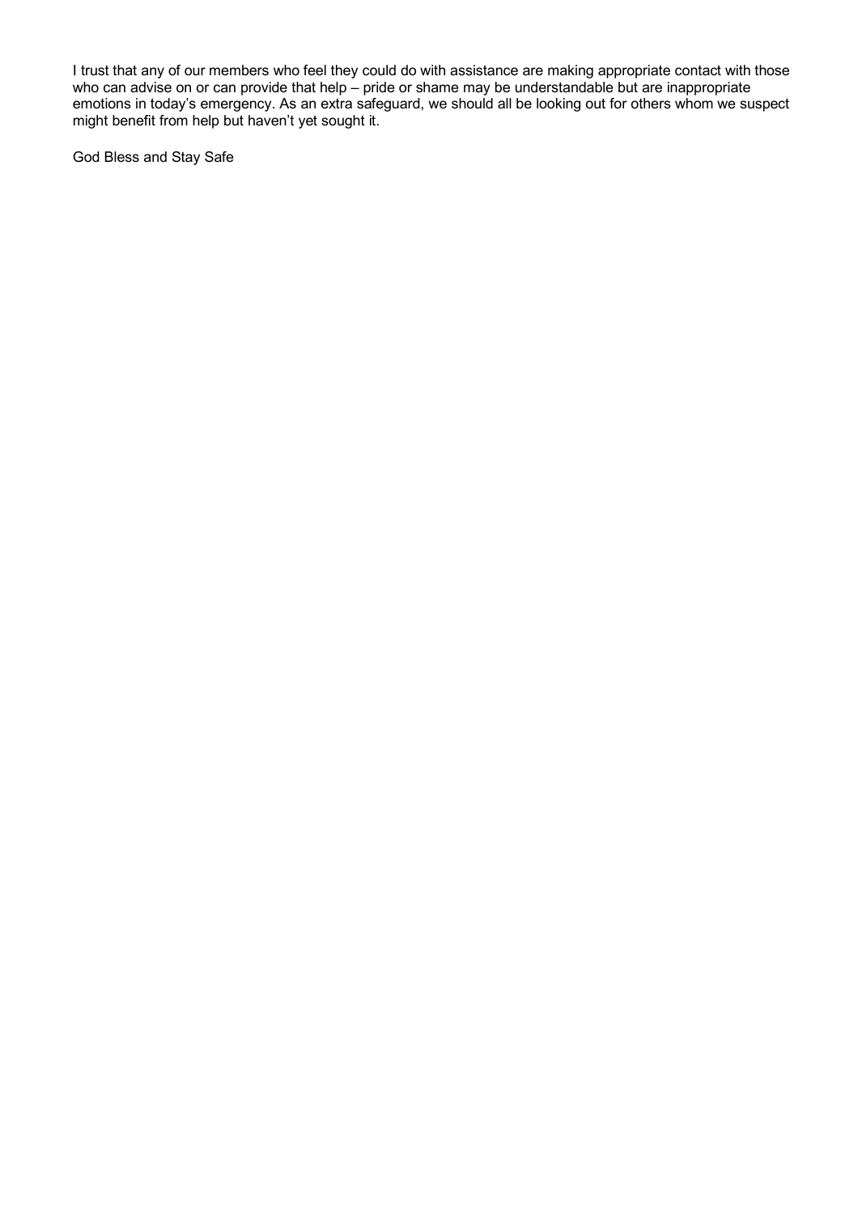I trust that any of our members who feel they could do with assistance are making appropriate contact with those who can advise on or can provide that help – pride or shame may be understandable but are inappropriate emotions in today's emergency. As an extra safeguard, we should all be looking out for others whom we suspect might benefit from help but haven't yet sought it.

God Bless and Stay Safe